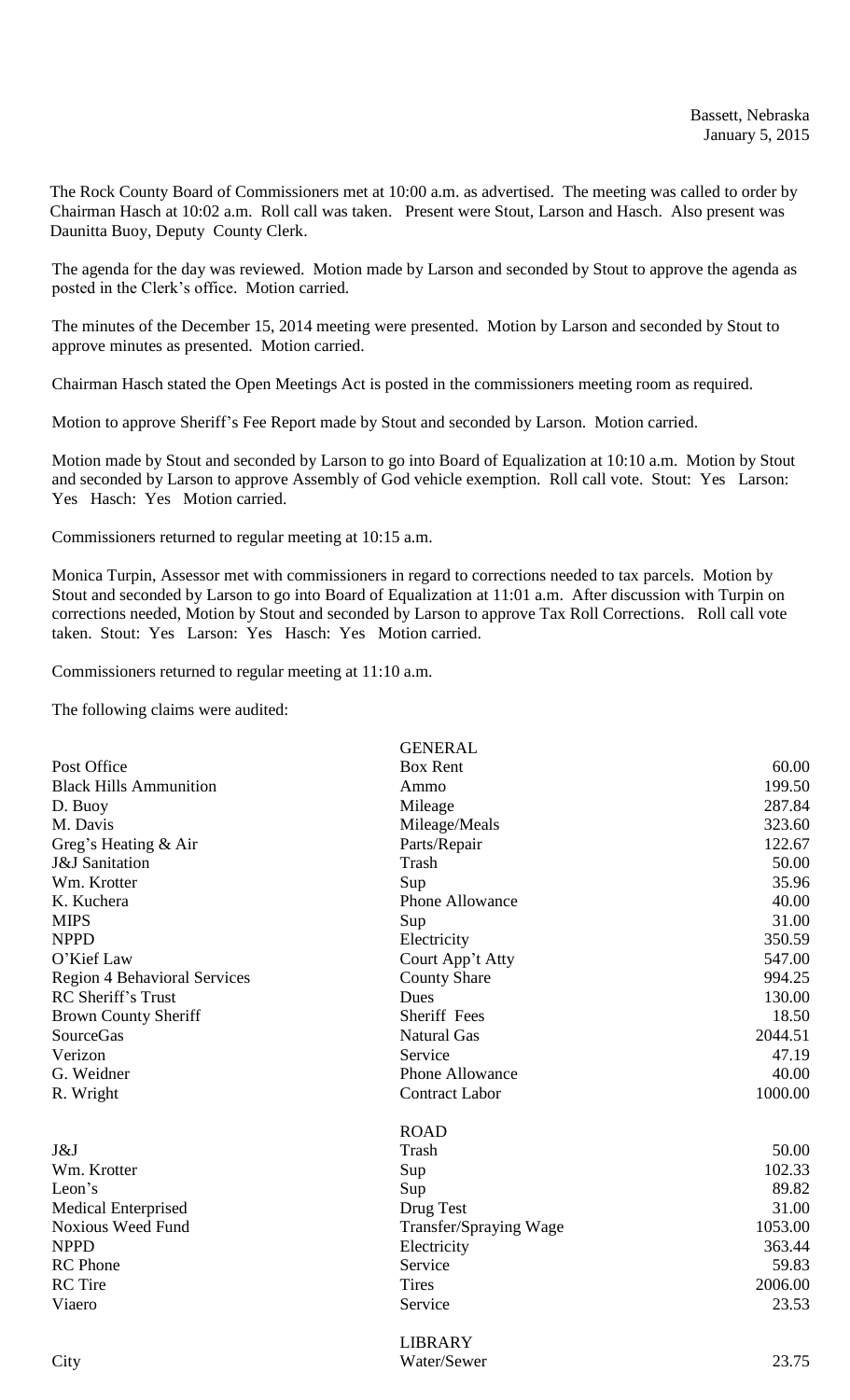Bassett, Nebraska
January 5, 2015

The Rock County Board of Commissioners met at 10:00 a.m. as advertised. The meeting was called to order by Chairman Hasch at 10:02 a.m. Roll call was taken. Present were Stout, Larson and Hasch. Also present was Daunitta Buoy, Deputy County Clerk.

The agenda for the day was reviewed. Motion made by Larson and seconded by Stout to approve the agenda as posted in the Clerk's office. Motion carried.

The minutes of the December 15, 2014 meeting were presented. Motion by Larson and seconded by Stout to approve minutes as presented. Motion carried.

Chairman Hasch stated the Open Meetings Act is posted in the commissioners meeting room as required.

Motion to approve Sheriff's Fee Report made by Stout and seconded by Larson. Motion carried.

Motion made by Stout and seconded by Larson to go into Board of Equalization at 10:10 a.m. Motion by Stout and seconded by Larson to approve Assembly of God vehicle exemption. Roll call vote. Stout: Yes Larson: Yes Hasch: Yes Motion carried.

Commissioners returned to regular meeting at 10:15 a.m.

Monica Turpin, Assessor met with commissioners in regard to corrections needed to tax parcels. Motion by Stout and seconded by Larson to go into Board of Equalization at 11:01 a.m. After discussion with Turpin on corrections needed, Motion by Stout and seconded by Larson to approve Tax Roll Corrections. Roll call vote taken. Stout: Yes Larson: Yes Hasch: Yes Motion carried.

Commissioners returned to regular meeting at 11:10 a.m.

The following claims were audited:

| | | |
|---|---|---|
| | GENERAL | |
| Post Office | Box Rent | 60.00 |
| Black Hills Ammunition | Ammo | 199.50 |
| D. Buoy | Mileage | 287.84 |
| M. Davis | Mileage/Meals | 323.60 |
| Greg's Heating & Air | Parts/Repair | 122.67 |
| J&J Sanitation | Trash | 50.00 |
| Wm. Krotter | Sup | 35.96 |
| K. Kuchera | Phone Allowance | 40.00 |
| MIPS | Sup | 31.00 |
| NPPD | Electricity | 350.59 |
| O'Kief Law | Court App't Atty | 547.00 |
| Region 4 Behavioral Services | County Share | 994.25 |
| RC Sheriff's Trust | Dues | 130.00 |
| Brown County Sheriff | Sheriff Fees | 18.50 |
| SourceGas | Natural Gas | 2044.51 |
| Verizon | Service | 47.19 |
| G. Weidner | Phone Allowance | 40.00 |
| R. Wright | Contract Labor | 1000.00 |
| | ROAD | |
| J&J | Trash | 50.00 |
| Wm. Krotter | Sup | 102.33 |
| Leon's | Sup | 89.82 |
| Medical Enterprised | Drug Test | 31.00 |
| Noxious Weed Fund | Transfer/Spraying Wage | 1053.00 |
| NPPD | Electricity | 363.44 |
| RC Phone | Service | 59.83 |
| RC Tire | Tires | 2006.00 |
| Viaero | Service | 23.53 |
| | LIBRARY | |
| City | Water/Sewer | 23.75 |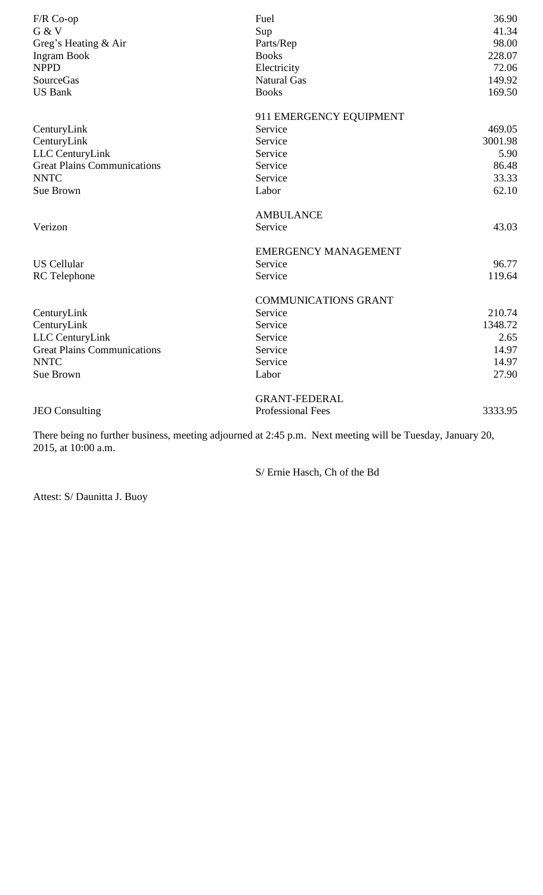| | | |
|---|---|---|
| F/R Co-op | Fuel | 36.90 |
| G & V | Sup | 41.34 |
| Greg's Heating & Air | Parts/Rep | 98.00 |
| Ingram Book | Books | 228.07 |
| NPPD | Electricity | 72.06 |
| SourceGas | Natural Gas | 149.92 |
| US Bank | Books | 169.50 |
| | 911 EMERGENCY EQUIPMENT | |
| CenturyLink | Service | 469.05 |
| CenturyLink | Service | 3001.98 |
| LLC CenturyLink | Service | 5.90 |
| Great Plains Communications | Service | 86.48 |
| NNTC | Service | 33.33 |
| Sue Brown | Labor | 62.10 |
| | AMBULANCE | |
| Verizon | Service | 43.03 |
| | EMERGENCY MANAGEMENT | |
| US Cellular | Service | 96.77 |
| RC Telephone | Service | 119.64 |
| | COMMUNICATIONS GRANT | |
| CenturyLink | Service | 210.74 |
| CenturyLink | Service | 1348.72 |
| LLC CenturyLink | Service | 2.65 |
| Great Plains Communications | Service | 14.97 |
| NNTC | Service | 14.97 |
| Sue Brown | Labor | 27.90 |
| | GRANT-FEDERAL | |
| JEO Consulting | Professional Fees | 3333.95 |

There being no further business, meeting adjourned at 2:45 p.m. Next meeting will be Tuesday, January 20, 2015, at 10:00 a.m.

S/ Ernie Hasch, Ch of the Bd

Attest: S/ Daunitta J. Buoy